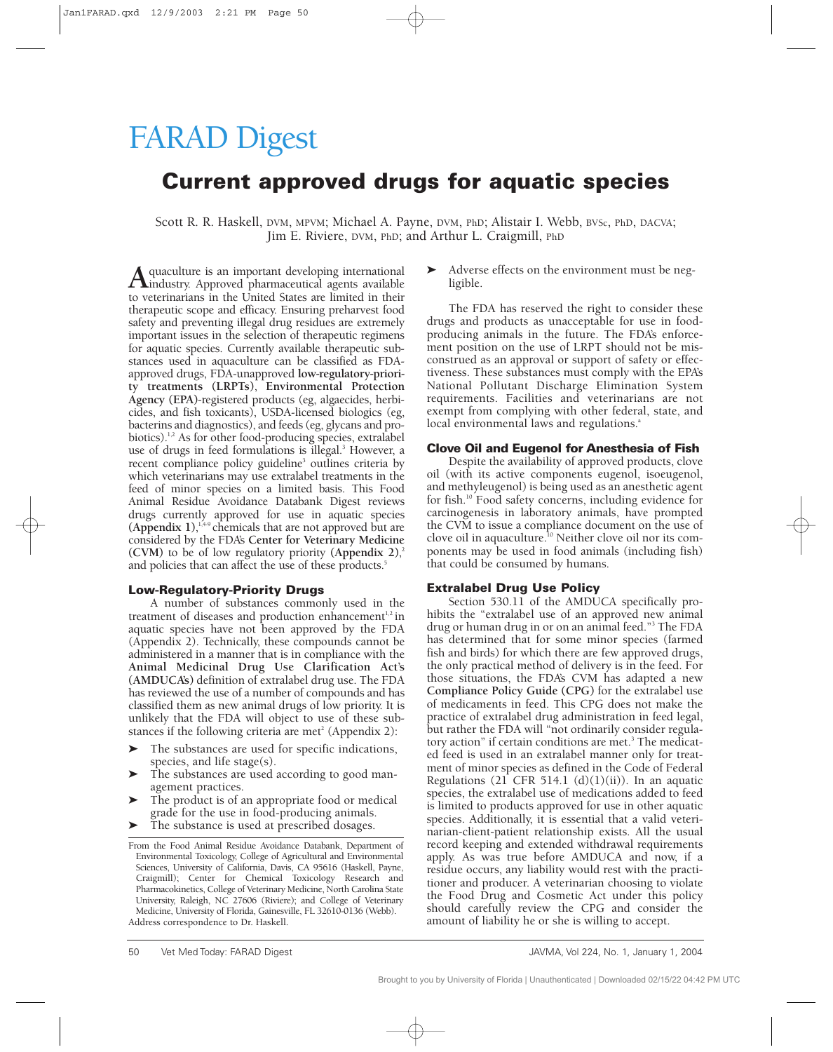# FARAD Digest

## Current approved drugs for aquatic species

Scott R. R. Haskell, DVM, MPVM; Michael A. Payne, DVM, PhD; Alistair I. Webb, BVSc, PhD, DACVA; Jim E. Riviere, DVM, PhD; and Arthur L. Craigmill, PhD

Aquaculture is an important developing international industry. Approved pharmaceutical agents available to veterinarians in the United States are limited in their therapeutic scope and efficacy. Ensuring preharvest food safety and preventing illegal drug residues are extremely important issues in the selection of therapeutic regimens for aquatic species. Currently available therapeutic substances used in aquaculture can be classified as FDA-approved drugs, FDA-unapproved **low-regulatory-priority treatments (LRPTs)**, **Environmental Protection Agency (EPA)**-registered products (eg, algaecides, herbicides, and fish toxicants), USDA-licensed biologics (eg, bacterins and diagnostics), and feeds (eg, glycans and probiotics).[1,2] As for other food-producing species, extralabel use of drugs in feed formulations is illegal.[3] However, a recent compliance policy guideline[3] outlines criteria by which veterinarians may use extralabel treatments in the feed of minor species on a limited basis. This Food Animal Residue Avoidance Databank Digest reviews drugs currently approved for use in aquatic species **(Appendix 1)**,[1,4-9] chemicals that are not approved but are considered by the FDA's **Center for Veterinary Medicine (CVM)** to be of low regulatory priority **(Appendix 2)**,[2] and policies that can affect the use of these products.[5]

### Low-Regulatory-Priority Drugs

A number of substances commonly used in the treatment of diseases and production enhancement[1,2] in aquatic species have not been approved by the FDA (Appendix 2). Technically, these compounds cannot be administered in a manner that is in compliance with the **Animal Medicinal Drug Use Clarification Act's (AMDUCA's)** definition of extralabel drug use. The FDA has reviewed the use of a number of compounds and has classified them as new animal drugs of low priority. It is unlikely that the FDA will object to use of these substances if the following criteria are met[2] (Appendix 2):

- The substances are used for specific indications, species, and life stage(s).
- The substances are used according to good management practices.
- The product is of an appropriate food or medical grade for the use in food-producing animals.
- The substance is used at prescribed dosages.
- Adverse effects on the environment must be negligible.

The FDA has reserved the right to consider these drugs and products as unacceptable for use in food-producing animals in the future. The FDA's enforcement position on the use of LRPT should not be misconstrued as an approval or support of safety or effectiveness. These substances must comply with the EPA's National Pollutant Discharge Elimination System requirements. Facilities and veterinarians are not exempt from complying with other federal, state, and local environmental laws and regulations.[a]

### Clove Oil and Eugenol for Anesthesia of Fish

Despite the availability of approved products, clove oil (with its active components eugenol, isoeugenol, and methyleugenol) is being used as an anesthetic agent for fish.[10] Food safety concerns, including evidence for carcinogenesis in laboratory animals, have prompted the CVM to issue a compliance document on the use of clove oil in aquaculture.[10] Neither clove oil nor its components may be used in food animals (including fish) that could be consumed by humans.

### Extralabel Drug Use Policy

Section 530.11 of the AMDUCA specifically prohibits the "extralabel use of an approved new animal drug or human drug in or on an animal feed."[3] The FDA has determined that for some minor species (farmed fish and birds) for which there are few approved drugs, the only practical method of delivery is in the feed. For those situations, the FDA's CVM has adapted a new **Compliance Policy Guide (CPG)** for the extralabel use of medicaments in feed. This CPG does not make the practice of extralabel drug administration in feed legal, but rather the FDA will "not ordinarily consider regulatory action" if certain conditions are met.[3] The medicated feed is used in an extralabel manner only for treatment of minor species as defined in the Code of Federal Regulations (21 CFR 514.1 (d)(1)(ii)). In an aquatic species, the extralabel use of medications added to feed is limited to products approved for use in other aquatic species. Additionally, it is essential that a valid veterinarian-client-patient relationship exists. All the usual record keeping and extended withdrawal requirements apply. As was true before AMDUCA and now, if a residue occurs, any liability would rest with the practitioner and producer. A veterinarian choosing to violate the Food Drug and Cosmetic Act under this policy should carefully review the CPG and consider the amount of liability he or she is willing to accept.

From the Food Animal Residue Avoidance Databank, Department of Environmental Toxicology, College of Agricultural and Environmental Sciences, University of California, Davis, CA 95616 (Haskell, Payne, Craigmill); Center for Chemical Toxicology Research and Pharmacokinetics, College of Veterinary Medicine, North Carolina State University, Raleigh, NC 27606 (Riviere); and College of Veterinary Medicine, University of Florida, Gainesville, FL 32610-0136 (Webb). Address correspondence to Dr. Haskell.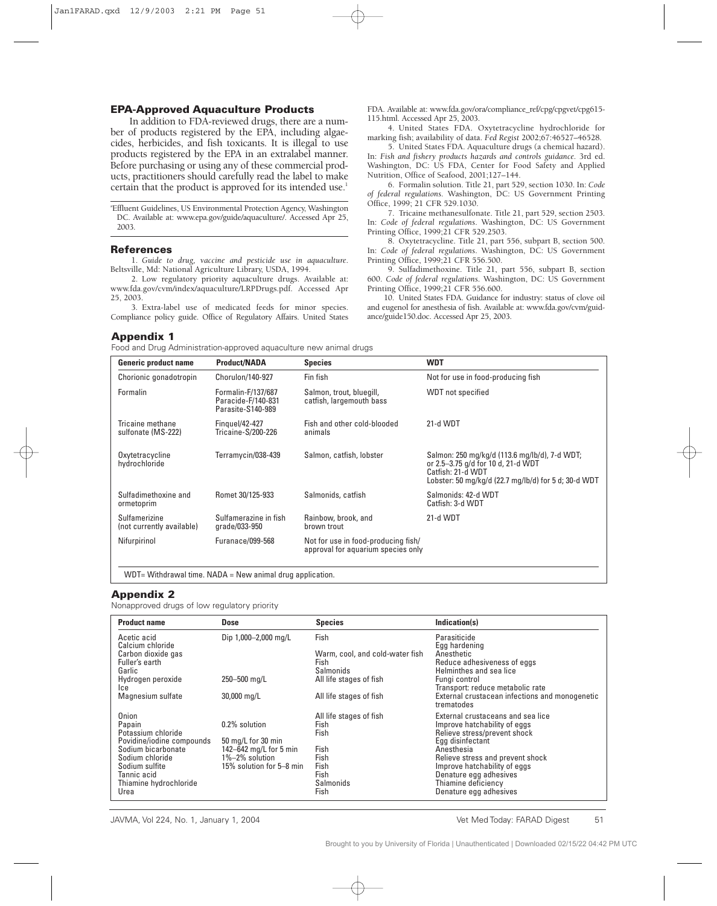## EPA-Approved Aquaculture Products

In addition to FDA-reviewed drugs, there are a number of products registered by the EPA, including algaecides, herbicides, and fish toxicants. It is illegal to use products registered by the EPA in an extralabel manner. Before purchasing or using any of these commercial products, practitioners should carefully read the label to make certain that the product is approved for its intended use.[1]

[a]Effluent Guidelines, US Environmental Protection Agency, Washington DC. Available at: www.epa.gov/guide/aquaculture/. Accessed Apr 25, 2003.

## References

1. *Guide to drug, vaccine and pesticide use in aquaculture*. Beltsville, Md: National Agriculture Library, USDA, 1994.
2. Low regulatory priority aquaculture drugs. Available at: www.fda.gov/cvm/index/aquaculture/LRPDrugs.pdf. Accessed Apr 25, 2003.
3. Extra-label use of medicated feeds for minor species. Compliance policy guide. Office of Regulatory Affairs. United States FDA. Available at: www.fda.gov/ora/compliance_ref/cpg/cpgvet/cpg615-115.html. Accessed Apr 25, 2003.
4. United States FDA. Oxytetracycline hydrochloride for marking fish; availability of data. *Fed Regist* 2002;67:46527–46528.
5. United States FDA. Aquaculture drugs (a chemical hazard). In: *Fish and fishery products hazards and controls guidance*. 3rd ed. Washington, DC: US FDA, Center for Food Safety and Applied Nutrition, Office of Seafood, 2001;127–144.
6. Formalin solution. Title 21, part 529, section 1030. In: *Code of federal regulations*. Washington, DC: US Government Printing Office, 1999; 21 CFR 529.1030.
7. Tricaine methanesulfonate. Title 21, part 529, section 2503. In: *Code of federal regulations*. Washington, DC: US Government Printing Office, 1999;21 CFR 529.2503.
8. Oxytetracycline. Title 21, part 556, subpart B, section 500. In: *Code of federal regulations*. Washington, DC: US Government Printing Office, 1999;21 CFR 556.500.
9. Sulfadimethoxine. Title 21, part 556, subpart B, section 600. *Code of federal regulations*. Washington, DC: US Government Printing Office, 1999;21 CFR 556.600.
10. United States FDA. Guidance for industry: status of clove oil and eugenol for anesthesia of fish. Available at: www.fda.gov/cvm/guidance/guide150.doc. Accessed Apr 25, 2003.

## Appendix 1

Food and Drug Administration-approved aquaculture new animal drugs

| Generic product name | Product/NADA | Species | WDT |
|---|---|---|---|
| Chorionic gonadotropin | Chorulon/140-927 | Fin fish | Not for use in food-producing fish |
| Formalin | Formalin-F/137/687<br>Paracide-F/140-831<br>Parasite-S140-989 | Salmon, trout, bluegill, catfish, largemouth bass | WDT not specified |
| Tricaine methane sulfonate (MS-222) | Finquel/42-427<br>Tricaine-S/200-226 | Fish and other cold-blooded animals | 21-d WDT |
| Oxytetracycline hydrochloride | Terramycin/038-439 | Salmon, catfish, lobster | Salmon: 250 mg/kg/d (113.6 mg/lb/d), 7-d WDT; or 2.5–3.75 g/d for 10 d, 21-d WDT<br>Catfish: 21-d WDT<br>Lobster: 50 mg/kg/d (22.7 mg/lb/d) for 5 d; 30-d WDT |
| Sulfadimethoxine and ormetoprim | Romet 30/125-933 | Salmonids, catfish | Salmonids: 42-d WDT<br>Catfish: 3-d WDT |
| Sulfamerizine (not currently available) | Sulfamerazine in fish grade/033-950 | Rainbow, brook, and brown trout | 21-d WDT |
| Nifurpirinol | Furanace/099-568 | Not for use in food-producing fish/ approval for aquarium species only | |

WDT= Withdrawal time. NADA = New animal drug application.

## Appendix 2

Nonapproved drugs of low regulatory priority

| Product name | Dose | Species | Indication(s) |
|---|---|---|---|
| Acetic acid | Dip 1,000–2,000 mg/L | Fish | Parasiticide |
| Calcium chloride | | | Egg hardening |
| Carbon dioxide gas | | Warm, cool, and cold-water fish | Anesthetic |
| Fuller's earth | | Fish | Reduce adhesiveness of eggs |
| Garlic | | Salmonids | Helminthes and sea lice |
| Hydrogen peroxide | 250–500 mg/L | All life stages of fish | Fungi control |
| Ice | | | Transport: reduce metabolic rate |
| Magnesium sulfate | 30,000 mg/L | All life stages of fish | External crustacean infections and monogenetic trematodes |
| Onion | | All life stages of fish | External crustaceans and sea lice |
| Papain | 0.2% solution | Fish | Improve hatchability of eggs |
| Potassium chloride | | Fish | Relieve stress/prevent shock |
| Povidine/iodine compounds | 50 mg/L for 30 min | | Egg disinfectant |
| Sodium bicarbonate | 142–642 mg/L for 5 min | Fish | Anesthesia |
| Sodium chloride | 1%–2% solution | Fish | Relieve stress and prevent shock |
| Sodium sulfite | 15% solution for 5–8 min | Fish | Improve hatchability of eggs |
| Tannic acid | | Fish | Denature egg adhesives |
| Thiamine hydrochloride | | Salmonids | Thiamine deficiency |
| Urea | | Fish | Denature egg adhesives |